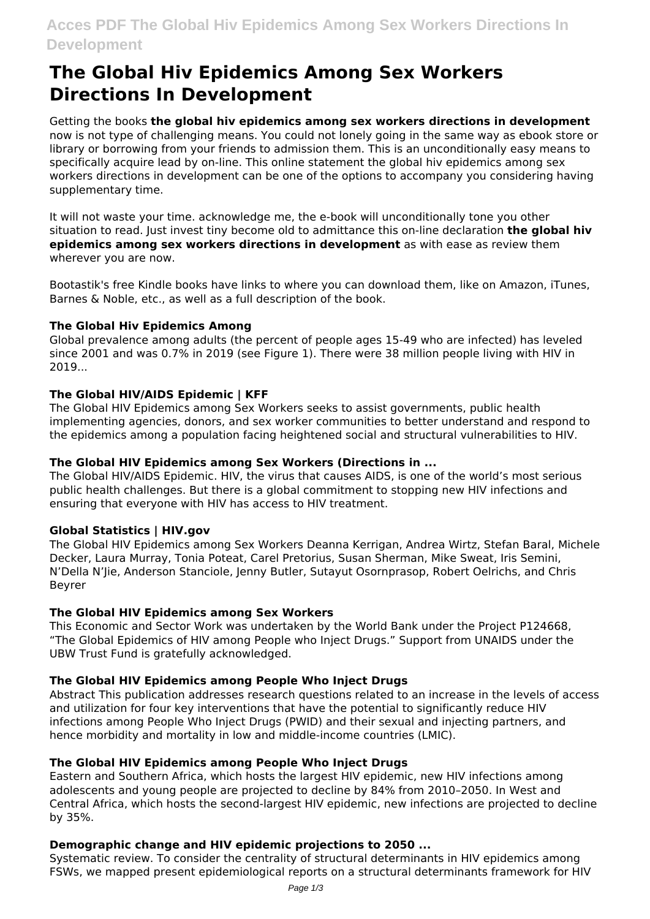# The Global Hiv Epidemics Among Sex Workers Directions In Development

Getting the books **the global hiv epidemics among sex workers directions in development** now is not type of challenging means. You could not lonely going in the same way as ebook store or library or borrowing from your friends to admission them. This is an unconditionally easy means to specifically acquire lead by on-line. This online statement the global hiv epidemics among sex workers directions in development can be one of the options to accompany you considering having supplementary time.

It will not waste your time. acknowledge me, the e-book will unconditionally tone you other situation to read. Just invest tiny become old to admittance this on-line declaration **the global hiv epidemics among sex workers directions in development** as with ease as review them wherever you are now.

Bootastik's free Kindle books have links to where you can download them, like on Amazon, iTunes, Barnes & Noble, etc., as well as a full description of the book.

### The Global Hiv Epidemics Among

Global prevalence among adults (the percent of people ages 15-49 who are infected) has leveled since 2001 and was 0.7% in 2019 (see Figure 1). There were 38 million people living with HIV in 2019...

### The Global HIV/AIDS Epidemic | KFF

The Global HIV Epidemics among Sex Workers seeks to assist governments, public health implementing agencies, donors, and sex worker communities to better understand and respond to the epidemics among a population facing heightened social and structural vulnerabilities to HIV.

### The Global HIV Epidemics among Sex Workers (Directions in ...

The Global HIV/AIDS Epidemic. HIV, the virus that causes AIDS, is one of the world's most serious public health challenges. But there is a global commitment to stopping new HIV infections and ensuring that everyone with HIV has access to HIV treatment.

### Global Statistics | HIV.gov

The Global HIV Epidemics among Sex Workers Deanna Kerrigan, Andrea Wirtz, Stefan Baral, Michele Decker, Laura Murray, Tonia Poteat, Carel Pretorius, Susan Sherman, Mike Sweat, Iris Semini, N'Della N'Jie, Anderson Stanciole, Jenny Butler, Sutayut Osornprasop, Robert Oelrichs, and Chris Beyrer

### The Global HIV Epidemics among Sex Workers

This Economic and Sector Work was undertaken by the World Bank under the Project P124668, "The Global Epidemics of HIV among People who Inject Drugs." Support from UNAIDS under the UBW Trust Fund is gratefully acknowledged.

### The Global HIV Epidemics among People Who Inject Drugs

Abstract This publication addresses research questions related to an increase in the levels of access and utilization for four key interventions that have the potential to significantly reduce HIV infections among People Who Inject Drugs (PWID) and their sexual and injecting partners, and hence morbidity and mortality in low and middle-income countries (LMIC).

### The Global HIV Epidemics among People Who Inject Drugs

Eastern and Southern Africa, which hosts the largest HIV epidemic, new HIV infections among adolescents and young people are projected to decline by 84% from 2010–2050. In West and Central Africa, which hosts the second-largest HIV epidemic, new infections are projected to decline by 35%.

### Demographic change and HIV epidemic projections to 2050 ...

Systematic review. To consider the centrality of structural determinants in HIV epidemics among FSWs, we mapped present epidemiological reports on a structural determinants framework for HIV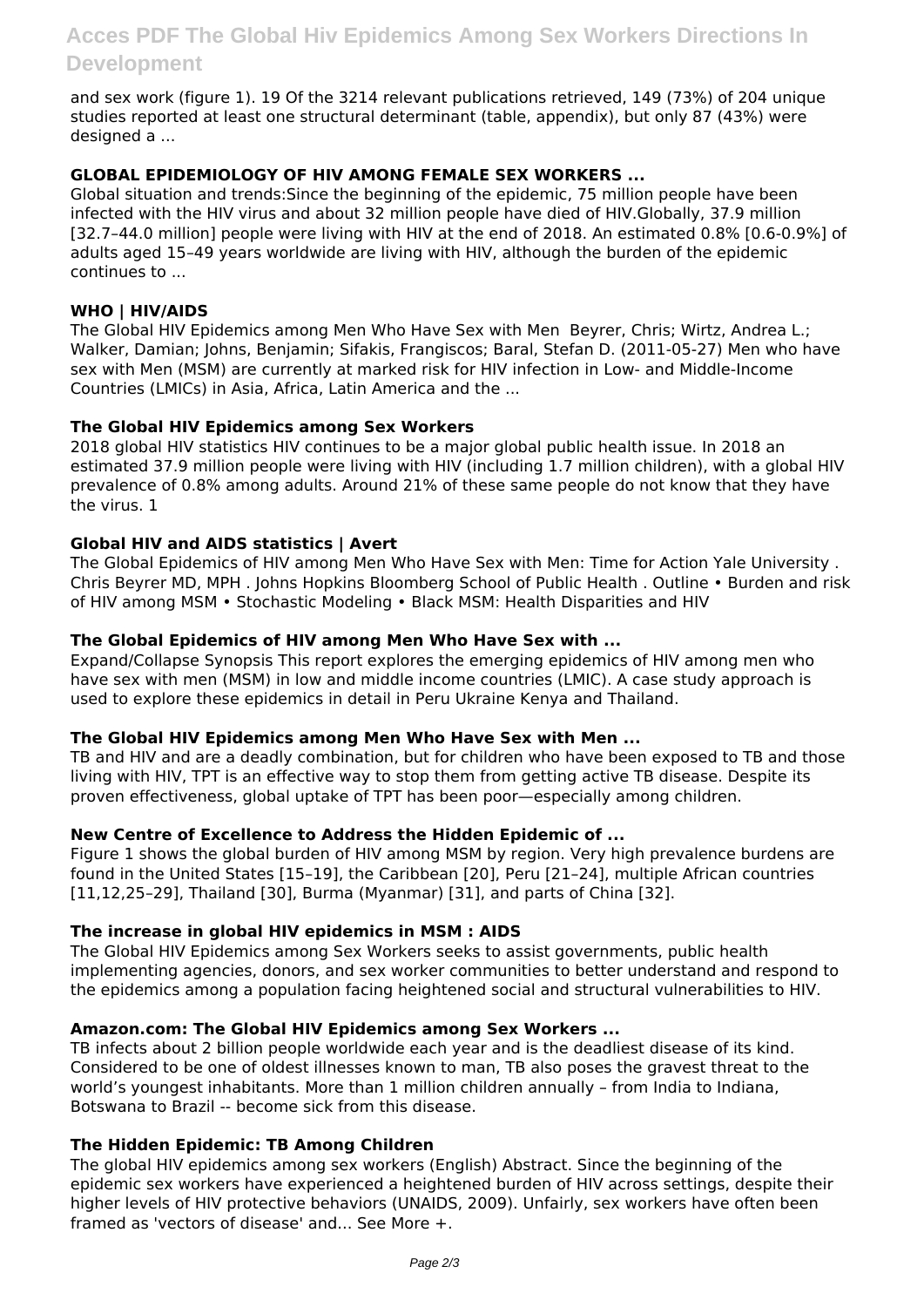and sex work (figure 1). 19 Of the 3214 relevant publications retrieved, 149 (73%) of 204 unique studies reported at least one structural determinant (table, appendix), but only 87 (43%) were designed a ...

### GLOBAL EPIDEMIOLOGY OF HIV AMONG FEMALE SEX WORKERS ...

Global situation and trends:Since the beginning of the epidemic, 75 million people have been infected with the HIV virus and about 32 million people have died of HIV.Globally, 37.9 million [32.7–44.0 million] people were living with HIV at the end of 2018. An estimated 0.8% [0.6-0.9%] of adults aged 15–49 years worldwide are living with HIV, although the burden of the epidemic continues to ...

### WHO | HIV/AIDS

The Global HIV Epidemics among Men Who Have Sex with Men Beyrer, Chris; Wirtz, Andrea L.; Walker, Damian; Johns, Benjamin; Sifakis, Frangiscos; Baral, Stefan D. (2011-05-27) Men who have sex with Men (MSM) are currently at marked risk for HIV infection in Low- and Middle-Income Countries (LMICs) in Asia, Africa, Latin America and the ...

### The Global HIV Epidemics among Sex Workers

2018 global HIV statistics HIV continues to be a major global public health issue. In 2018 an estimated 37.9 million people were living with HIV (including 1.7 million children), with a global HIV prevalence of 0.8% among adults. Around 21% of these same people do not know that they have the virus. 1

### Global HIV and AIDS statistics | Avert

The Global Epidemics of HIV among Men Who Have Sex with Men: Time for Action Yale University . Chris Beyrer MD, MPH . Johns Hopkins Bloomberg School of Public Health . Outline • Burden and risk of HIV among MSM • Stochastic Modeling • Black MSM: Health Disparities and HIV

### The Global Epidemics of HIV among Men Who Have Sex with ...

Expand/Collapse Synopsis This report explores the emerging epidemics of HIV among men who have sex with men (MSM) in low and middle income countries (LMIC). A case study approach is used to explore these epidemics in detail in Peru Ukraine Kenya and Thailand.

### The Global HIV Epidemics among Men Who Have Sex with Men ...

TB and HIV and are a deadly combination, but for children who have been exposed to TB and those living with HIV, TPT is an effective way to stop them from getting active TB disease. Despite its proven effectiveness, global uptake of TPT has been poor—especially among children.

### New Centre of Excellence to Address the Hidden Epidemic of ...

Figure 1 shows the global burden of HIV among MSM by region. Very high prevalence burdens are found in the United States [15–19], the Caribbean [20], Peru [21–24], multiple African countries [11,12,25–29], Thailand [30], Burma (Myanmar) [31], and parts of China [32].

### The increase in global HIV epidemics in MSM : AIDS

The Global HIV Epidemics among Sex Workers seeks to assist governments, public health implementing agencies, donors, and sex worker communities to better understand and respond to the epidemics among a population facing heightened social and structural vulnerabilities to HIV.

### Amazon.com: The Global HIV Epidemics among Sex Workers ...

TB infects about 2 billion people worldwide each year and is the deadliest disease of its kind. Considered to be one of oldest illnesses known to man, TB also poses the gravest threat to the world's youngest inhabitants. More than 1 million children annually – from India to Indiana, Botswana to Brazil -- become sick from this disease.

### The Hidden Epidemic: TB Among Children

The global HIV epidemics among sex workers (English) Abstract. Since the beginning of the epidemic sex workers have experienced a heightened burden of HIV across settings, despite their higher levels of HIV protective behaviors (UNAIDS, 2009). Unfairly, sex workers have often been framed as 'vectors of disease' and... See More +.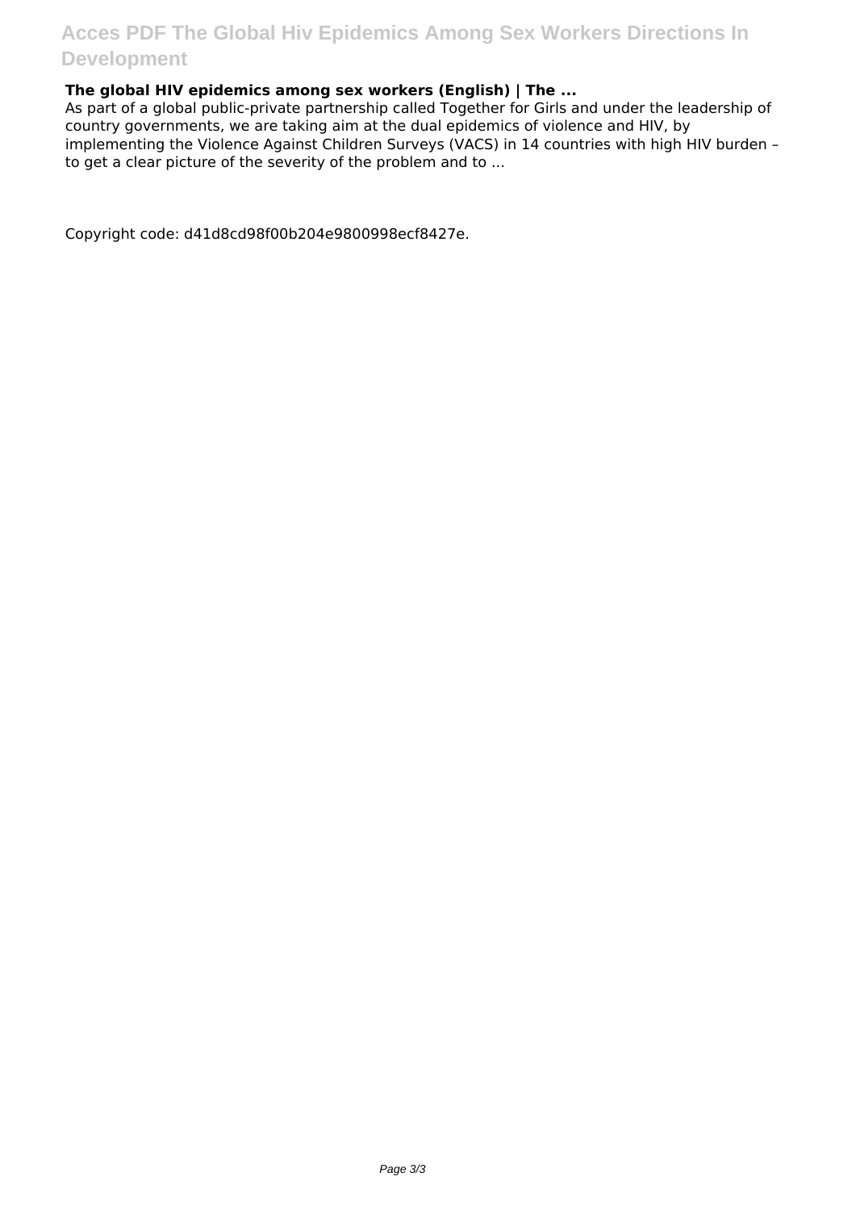**The global HIV epidemics among sex workers (English) | The ...**

As part of a global public-private partnership called Together for Girls and under the leadership of country governments, we are taking aim at the dual epidemics of violence and HIV, by implementing the Violence Against Children Surveys (VACS) in 14 countries with high HIV burden – to get a clear picture of the severity of the problem and to ...

Copyright code: d41d8cd98f00b204e9800998ecf8427e.